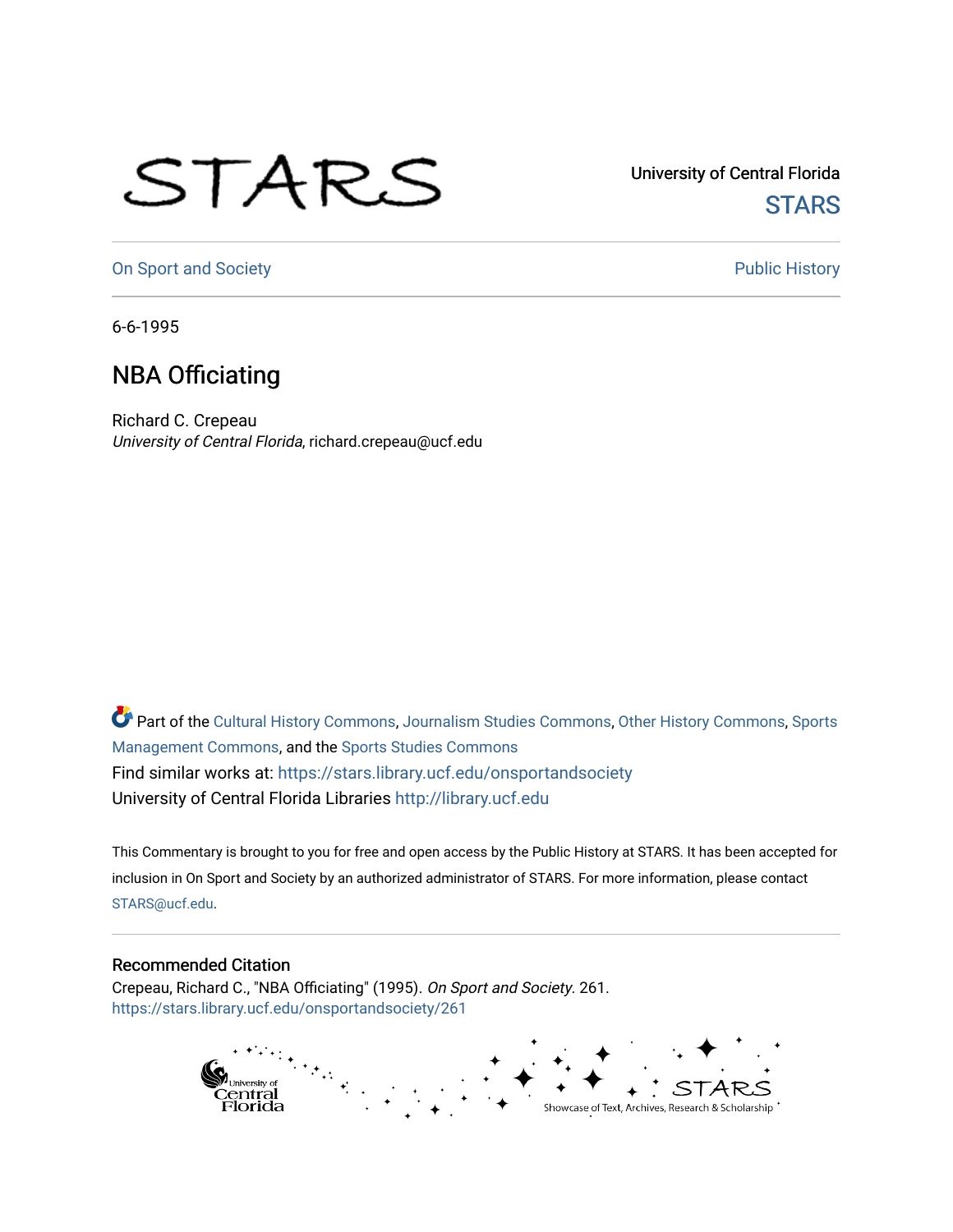STARS

University of Central Florida

STARS

On Sport and Society

Public History

6-6-1995

# NBA Officiating

Richard C. Crepeau

*University of Central Florida*, richard.crepeau@ucf.edu

Part of the Cultural History Commons, Journalism Studies Commons, Other History Commons, Sports Management Commons, and the Sports Studies Commons

Find similar works at: https://stars.library.ucf.edu/onsportandsociety

University of Central Florida Libraries http://library.ucf.edu

This Commentary is brought to you for free and open access by the Public History at STARS. It has been accepted for inclusion in On Sport and Society by an authorized administrator of STARS. For more information, please contact STARS@ucf.edu.

## Recommended Citation

Crepeau, Richard C., "NBA Officiating" (1995). *On Sport and Society*. 261.
https://stars.library.ucf.edu/onsportandsociety/261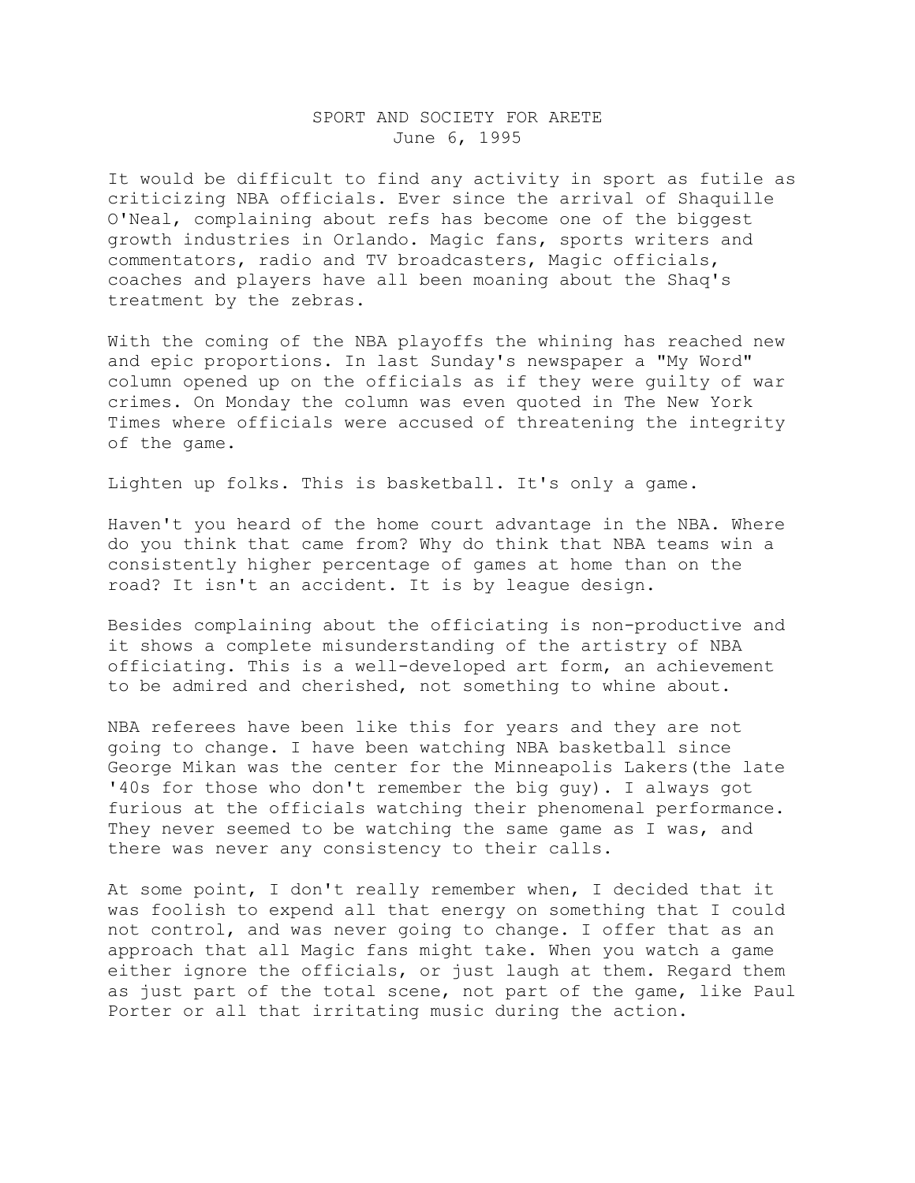SPORT AND SOCIETY FOR ARETE
June 6, 1995

It would be difficult to find any activity in sport as futile as criticizing NBA officials. Ever since the arrival of Shaquille O'Neal, complaining about refs has become one of the biggest growth industries in Orlando. Magic fans, sports writers and commentators, radio and TV broadcasters, Magic officials, coaches and players have all been moaning about the Shaq's treatment by the zebras.

With the coming of the NBA playoffs the whining has reached new and epic proportions. In last Sunday's newspaper a "My Word" column opened up on the officials as if they were guilty of war crimes. On Monday the column was even quoted in The New York Times where officials were accused of threatening the integrity of the game.

Lighten up folks. This is basketball. It's only a game.

Haven't you heard of the home court advantage in the NBA. Where do you think that came from? Why do think that NBA teams win a consistently higher percentage of games at home than on the road? It isn't an accident. It is by league design.

Besides complaining about the officiating is non-productive and it shows a complete misunderstanding of the artistry of NBA officiating. This is a well-developed art form, an achievement to be admired and cherished, not something to whine about.

NBA referees have been like this for years and they are not going to change. I have been watching NBA basketball since George Mikan was the center for the Minneapolis Lakers(the late '40s for those who don't remember the big guy). I always got furious at the officials watching their phenomenal performance. They never seemed to be watching the same game as I was, and there was never any consistency to their calls.

At some point, I don't really remember when, I decided that it was foolish to expend all that energy on something that I could not control, and was never going to change. I offer that as an approach that all Magic fans might take. When you watch a game either ignore the officials, or just laugh at them. Regard them as just part of the total scene, not part of the game, like Paul Porter or all that irritating music during the action.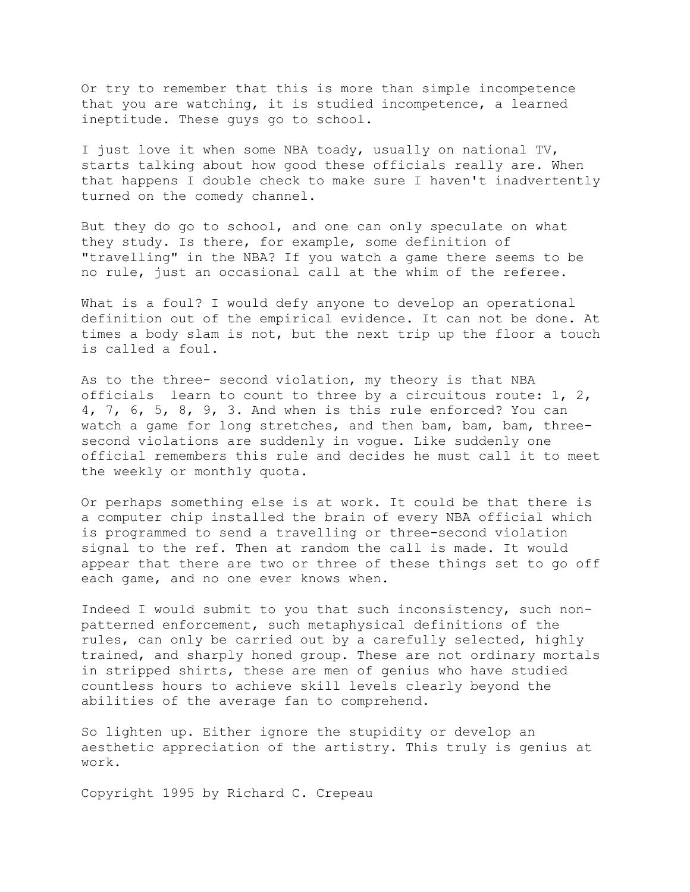Or try to remember that this is more than simple incompetence that you are watching, it is studied incompetence, a learned ineptitude. These guys go to school.

I just love it when some NBA toady, usually on national TV, starts talking about how good these officials really are. When that happens I double check to make sure I haven't inadvertently turned on the comedy channel.

But they do go to school, and one can only speculate on what they study. Is there, for example, some definition of "travelling" in the NBA? If you watch a game there seems to be no rule, just an occasional call at the whim of the referee.

What is a foul? I would defy anyone to develop an operational definition out of the empirical evidence. It can not be done. At times a body slam is not, but the next trip up the floor a touch is called a foul.

As to the three- second violation, my theory is that NBA officials learn to count to three by a circuitous route: 1, 2, 4, 7, 6, 5, 8, 9, 3. And when is this rule enforced? You can watch a game for long stretches, and then bam, bam, bam, three-second violations are suddenly in vogue. Like suddenly one official remembers this rule and decides he must call it to meet the weekly or monthly quota.

Or perhaps something else is at work. It could be that there is a computer chip installed the brain of every NBA official which is programmed to send a travelling or three-second violation signal to the ref. Then at random the call is made. It would appear that there are two or three of these things set to go off each game, and no one ever knows when.

Indeed I would submit to you that such inconsistency, such non-patterned enforcement, such metaphysical definitions of the rules, can only be carried out by a carefully selected, highly trained, and sharply honed group. These are not ordinary mortals in stripped shirts, these are men of genius who have studied countless hours to achieve skill levels clearly beyond the abilities of the average fan to comprehend.

So lighten up. Either ignore the stupidity or develop an aesthetic appreciation of the artistry. This truly is genius at work.

Copyright 1995 by Richard C. Crepeau